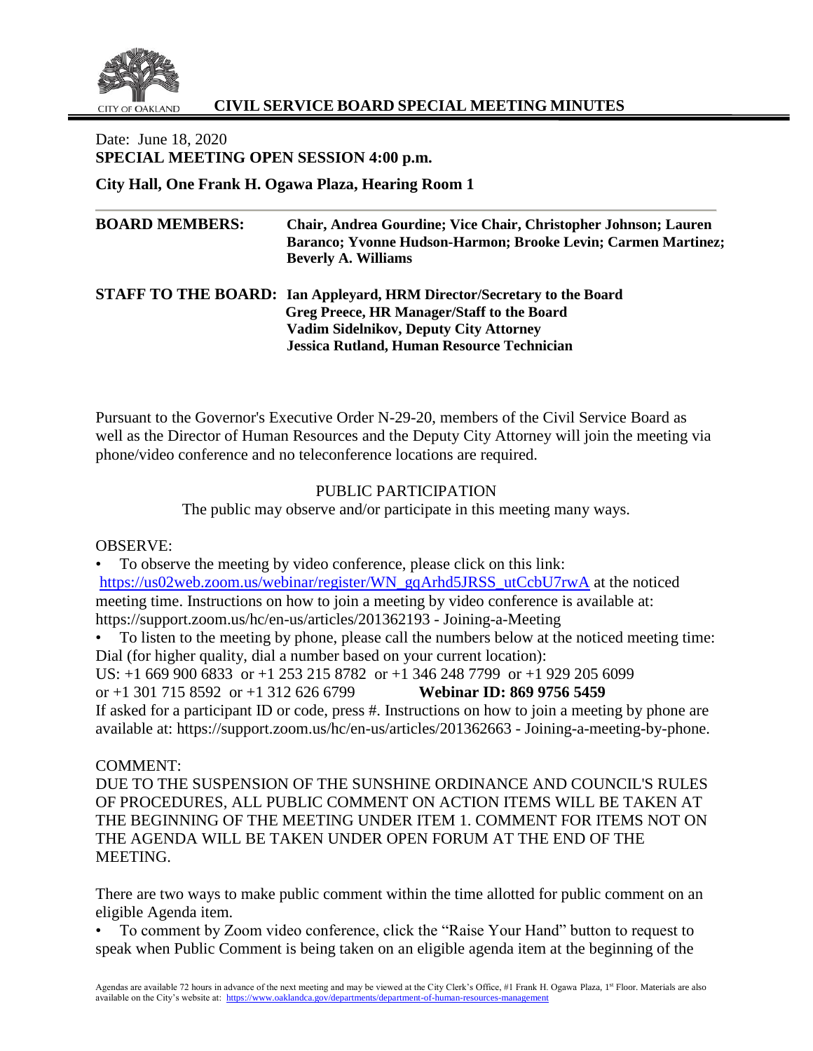# CIVIL SERVICE BOARD SPECIAL MEETING MINUTES

CITY OF OAKLAND

Date: June 18, 2020
**SPECIAL MEETING OPEN SESSION 4:00 p.m.**

**City Hall, One Frank H. Ogawa Plaza, Hearing Room 1**

**BOARD MEMBERS:** **Chair, Andrea Gourdine; Vice Chair, Christopher Johnson; Lauren Baranco; Yvonne Hudson-Harmon; Brooke Levin; Carmen Martinez; Beverly A. Williams**

**STAFF TO THE BOARD:** **Ian Appleyard, HRM Director/Secretary to the Board**
**Greg Preece, HR Manager/Staff to the Board**
**Vadim Sidelnikov, Deputy City Attorney**
**Jessica Rutland, Human Resource Technician**

Pursuant to the Governor's Executive Order N-29-20, members of the Civil Service Board as well as the Director of Human Resources and the Deputy City Attorney will join the meeting via phone/video conference and no teleconference locations are required.

PUBLIC PARTICIPATION

The public may observe and/or participate in this meeting many ways.

OBSERVE:

- To observe the meeting by video conference, please click on this link: https://us02web.zoom.us/webinar/register/WN_gqArhd5JRSS_utCcbU7rwA at the noticed meeting time. Instructions on how to join a meeting by video conference is available at: https://support.zoom.us/hc/en-us/articles/201362193 - Joining-a-Meeting
- To listen to the meeting by phone, please call the numbers below at the noticed meeting time: Dial (for higher quality, dial a number based on your current location):

US: +1 669 900 6833 or +1 253 215 8782 or +1 346 248 7799 or +1 929 205 6099 or +1 301 715 8592 or +1 312 626 6799 **Webinar ID: 869 9756 5459**
If asked for a participant ID or code, press #. Instructions on how to join a meeting by phone are available at: https://support.zoom.us/hc/en-us/articles/201362663 - Joining-a-meeting-by-phone.

COMMENT:

DUE TO THE SUSPENSION OF THE SUNSHINE ORDINANCE AND COUNCIL'S RULES OF PROCEDURES, ALL PUBLIC COMMENT ON ACTION ITEMS WILL BE TAKEN AT THE BEGINNING OF THE MEETING UNDER ITEM 1. COMMENT FOR ITEMS NOT ON THE AGENDA WILL BE TAKEN UNDER OPEN FORUM AT THE END OF THE MEETING.

There are two ways to make public comment within the time allotted for public comment on an eligible Agenda item.

- To comment by Zoom video conference, click the "Raise Your Hand" button to request to speak when Public Comment is being taken on an eligible agenda item at the beginning of the

Agendas are available 72 hours in advance of the next meeting and may be viewed at the City Clerk's Office, #1 Frank H. Ogawa Plaza, 1st Floor. Materials are also available on the City's website at: https://www.oaklandca.gov/departments/department-of-human-resources-management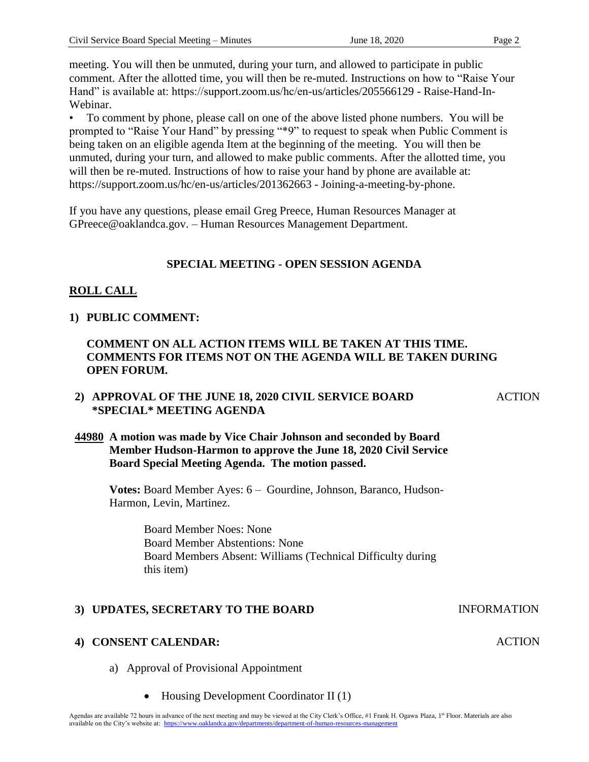meeting. You will then be unmuted, during your turn, and allowed to participate in public comment. After the allotted time, you will then be re-muted. Instructions on how to "Raise Your Hand" is available at: https://support.zoom.us/hc/en-us/articles/205566129 - Raise-Hand-In-Webinar.

- To comment by phone, please call on one of the above listed phone numbers. You will be prompted to "Raise Your Hand" by pressing "*9" to request to speak when Public Comment is being taken on an eligible agenda Item at the beginning of the meeting. You will then be unmuted, during your turn, and allowed to make public comments. After the allotted time, you will then be re-muted. Instructions of how to raise your hand by phone are available at: https://support.zoom.us/hc/en-us/articles/201362663 - Joining-a-meeting-by-phone.

If you have any questions, please email Greg Preece, Human Resources Manager at GPreece@oaklandca.gov. – Human Resources Management Department.

## SPECIAL MEETING - OPEN SESSION AGENDA

### ROLL CALL

**1) PUBLIC COMMENT:**

**COMMENT ON ALL ACTION ITEMS WILL BE TAKEN AT THIS TIME. COMMENTS FOR ITEMS NOT ON THE AGENDA WILL BE TAKEN DURING OPEN FORUM.**

**2) APPROVAL OF THE JUNE 18, 2020 CIVIL SERVICE BOARD \*SPECIAL\* MEETING AGENDA** ACTION

**44980 A motion was made by Vice Chair Johnson and seconded by Board Member Hudson-Harmon to approve the June 18, 2020 Civil Service Board Special Meeting Agenda. The motion passed.**

**Votes:** Board Member Ayes: 6 – Gourdine, Johnson, Baranco, Hudson-Harmon, Levin, Martinez.

Board Member Noes: None
Board Member Abstentions: None
Board Members Absent: Williams (Technical Difficulty during this item)

**3) UPDATES, SECRETARY TO THE BOARD** INFORMATION

**4) CONSENT CALENDAR:** ACTION

a) Approval of Provisional Appointment

- Housing Development Coordinator II (1)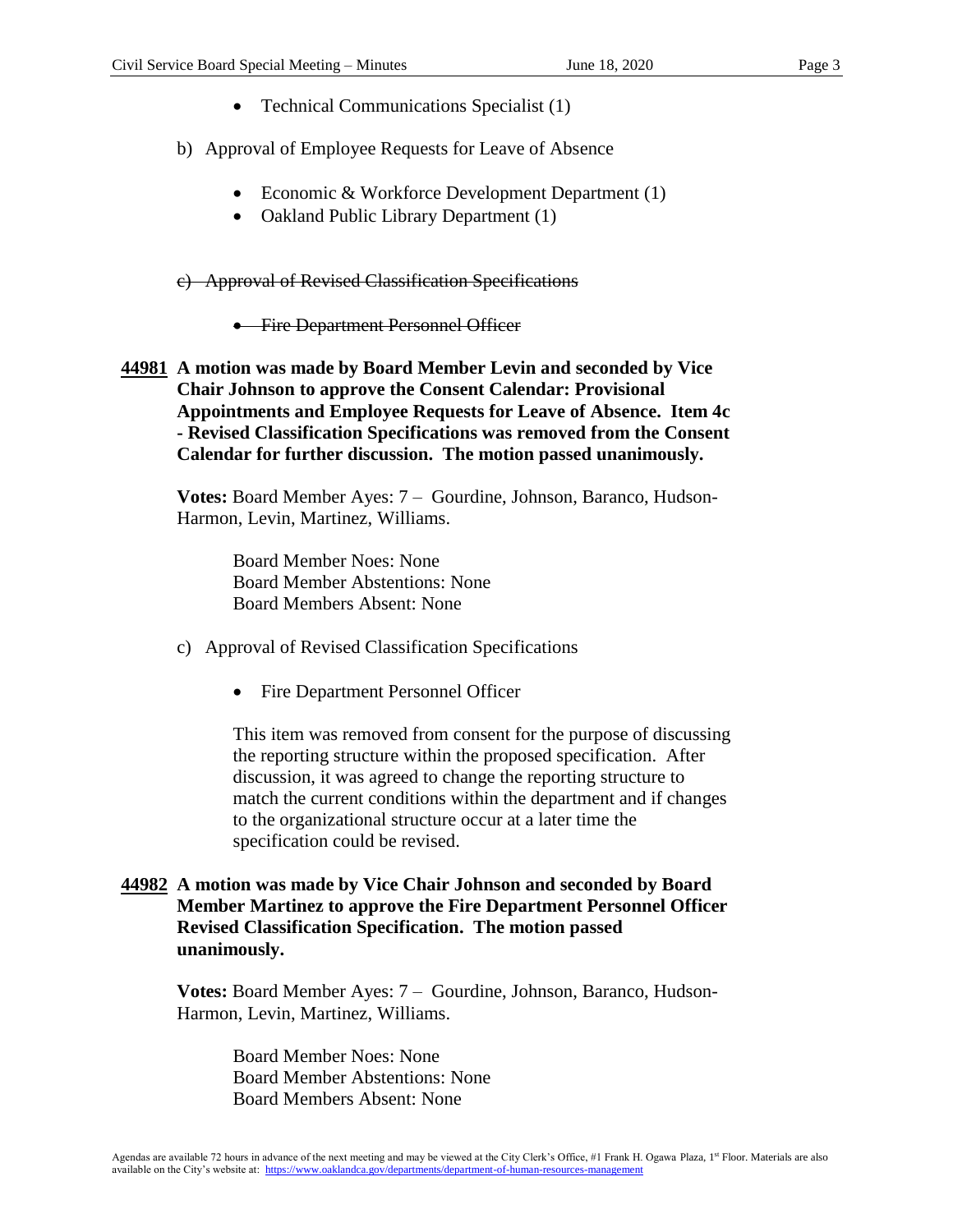- Technical Communications Specialist (1)

b) Approval of Employee Requests for Leave of Absence

- Economic & Workforce Development Department (1)
- Oakland Public Library Department (1)

~~c) Approval of Revised Classification Specifications~~

- ~~Fire Department Personnel Officer~~

**44981 A motion was made by Board Member Levin and seconded by Vice Chair Johnson to approve the Consent Calendar: Provisional Appointments and Employee Requests for Leave of Absence. Item 4c - Revised Classification Specifications was removed from the Consent Calendar for further discussion. The motion passed unanimously.**

**Votes:** Board Member Ayes: 7 – Gourdine, Johnson, Baranco, Hudson-Harmon, Levin, Martinez, Williams.

Board Member Noes: None
Board Member Abstentions: None
Board Members Absent: None

c) Approval of Revised Classification Specifications

- Fire Department Personnel Officer

This item was removed from consent for the purpose of discussing the reporting structure within the proposed specification. After discussion, it was agreed to change the reporting structure to match the current conditions within the department and if changes to the organizational structure occur at a later time the specification could be revised.

**44982 A motion was made by Vice Chair Johnson and seconded by Board Member Martinez to approve the Fire Department Personnel Officer Revised Classification Specification. The motion passed unanimously.**

**Votes:** Board Member Ayes: 7 – Gourdine, Johnson, Baranco, Hudson-Harmon, Levin, Martinez, Williams.

Board Member Noes: None
Board Member Abstentions: None
Board Members Absent: None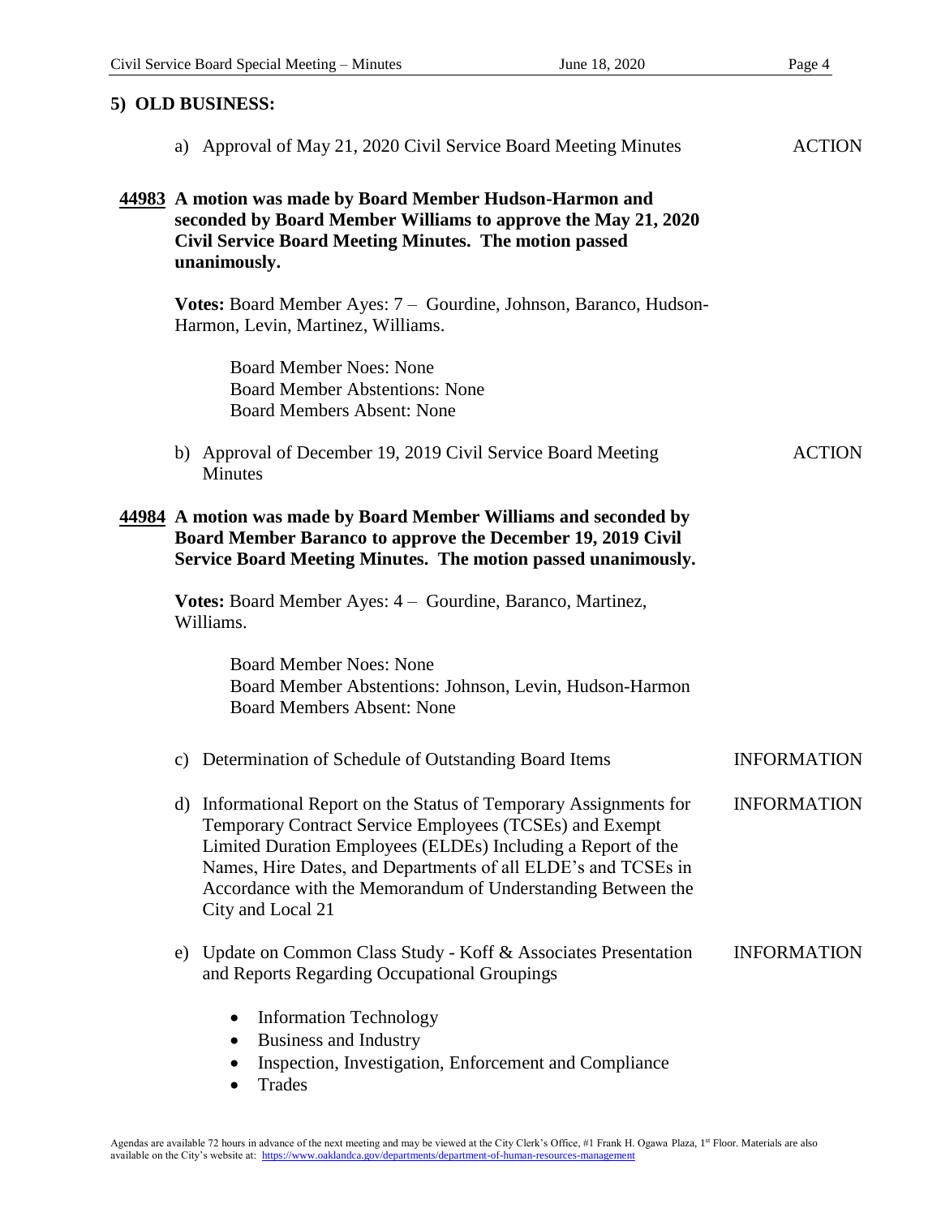## 5) OLD BUSINESS:

a) Approval of May 21, 2020 Civil Service Board Meeting Minutes — ACTION

**<u>44983</u> A motion was made by Board Member Hudson-Harmon and seconded by Board Member Williams to approve the May 21, 2020 Civil Service Board Meeting Minutes. The motion passed unanimously.**

**Votes:** Board Member Ayes: 7 – Gourdine, Johnson, Baranco, Hudson-Harmon, Levin, Martinez, Williams.

Board Member Noes: None
Board Member Abstentions: None
Board Members Absent: None

b) Approval of December 19, 2019 Civil Service Board Meeting Minutes — ACTION

**<u>44984</u> A motion was made by Board Member Williams and seconded by Board Member Baranco to approve the December 19, 2019 Civil Service Board Meeting Minutes. The motion passed unanimously.**

**Votes:** Board Member Ayes: 4 – Gourdine, Baranco, Martinez, Williams.

Board Member Noes: None
Board Member Abstentions: Johnson, Levin, Hudson-Harmon
Board Members Absent: None

c) Determination of Schedule of Outstanding Board Items — INFORMATION

d) Informational Report on the Status of Temporary Assignments for Temporary Contract Service Employees (TCSEs) and Exempt Limited Duration Employees (ELDEs) Including a Report of the Names, Hire Dates, and Departments of all ELDE's and TCSEs in Accordance with the Memorandum of Understanding Between the City and Local 21 — INFORMATION

e) Update on Common Class Study - Koff & Associates Presentation and Reports Regarding Occupational Groupings — INFORMATION

- Information Technology
- Business and Industry
- Inspection, Investigation, Enforcement and Compliance
- Trades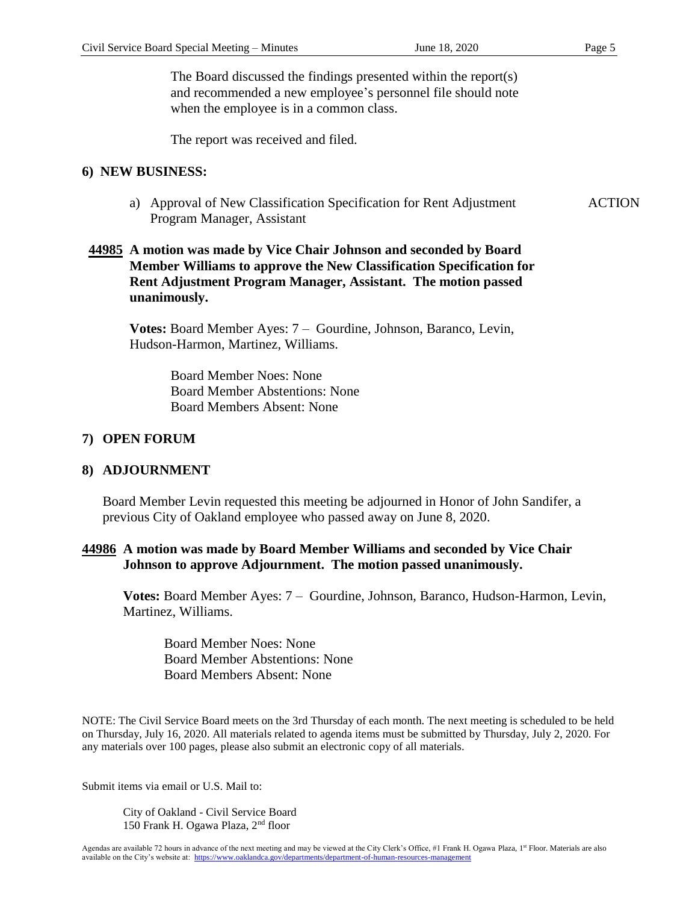The Board discussed the findings presented within the report(s) and recommended a new employee's personnel file should note when the employee is in a common class.

The report was received and filed.

## 6) NEW BUSINESS:

a) Approval of New Classification Specification for Rent Adjustment Program Manager, Assistant — ACTION

**44985 A motion was made by Vice Chair Johnson and seconded by Board Member Williams to approve the New Classification Specification for Rent Adjustment Program Manager, Assistant. The motion passed unanimously.**

**Votes:** Board Member Ayes: 7 – Gourdine, Johnson, Baranco, Levin, Hudson-Harmon, Martinez, Williams.

Board Member Noes: None
Board Member Abstentions: None
Board Members Absent: None

## 7) OPEN FORUM

## 8) ADJOURNMENT

Board Member Levin requested this meeting be adjourned in Honor of John Sandifer, a previous City of Oakland employee who passed away on June 8, 2020.

**44986 A motion was made by Board Member Williams and seconded by Vice Chair Johnson to approve Adjournment. The motion passed unanimously.**

**Votes:** Board Member Ayes: 7 – Gourdine, Johnson, Baranco, Hudson-Harmon, Levin, Martinez, Williams.

Board Member Noes: None
Board Member Abstentions: None
Board Members Absent: None

NOTE: The Civil Service Board meets on the 3rd Thursday of each month. The next meeting is scheduled to be held on Thursday, July 16, 2020. All materials related to agenda items must be submitted by Thursday, July 2, 2020. For any materials over 100 pages, please also submit an electronic copy of all materials.

Submit items via email or U.S. Mail to:

City of Oakland - Civil Service Board
150 Frank H. Ogawa Plaza, 2nd floor

Agendas are available 72 hours in advance of the next meeting and may be viewed at the City Clerk's Office, #1 Frank H. Ogawa Plaza, 1st Floor. Materials are also available on the City's website at: https://www.oaklandca.gov/departments/department-of-human-resources-management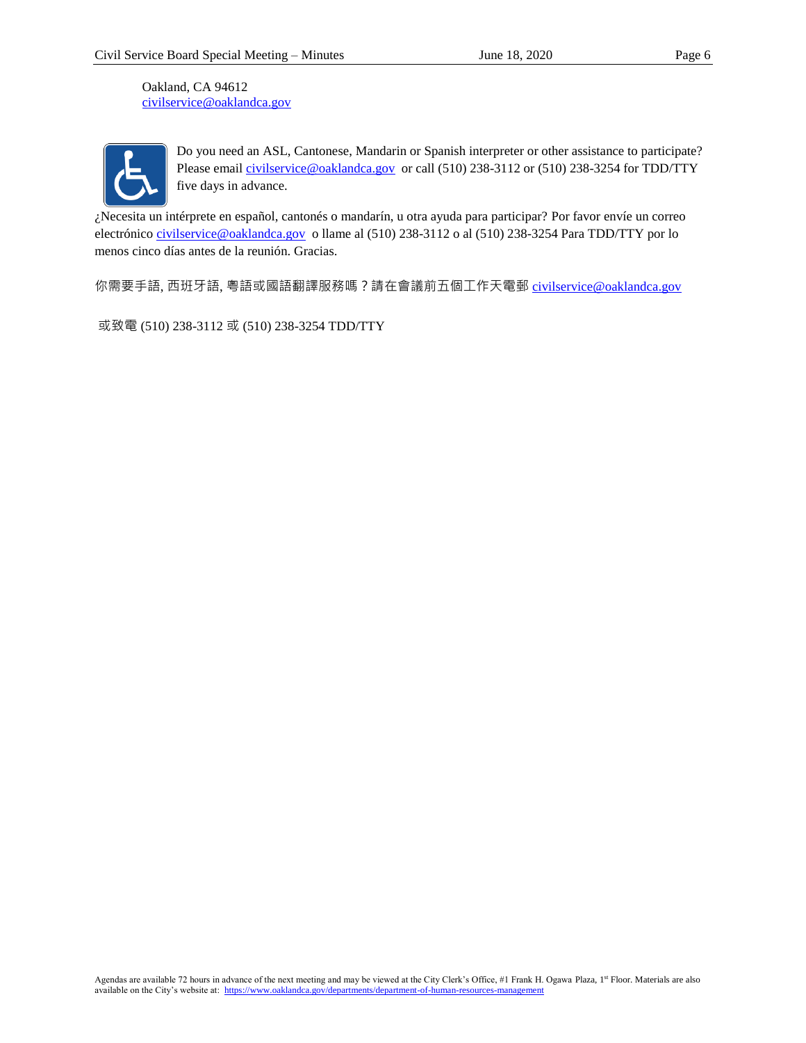Oakland, CA 94612
civilservice@oaklandca.gov

Do you need an ASL, Cantonese, Mandarin or Spanish interpreter or other assistance to participate? Please email civilservice@oaklandca.gov or call (510) 238-3112 or (510) 238-3254 for TDD/TTY five days in advance.

¿Necesita un intérprete en español, cantonés o mandarín, u otra ayuda para participar? Por favor envíe un correo electrónico civilservice@oaklandca.gov o llame al (510) 238-3112 o al (510) 238-3254 Para TDD/TTY por lo menos cinco días antes de la reunión. Gracias.

你需要手語, 西班牙語, 粵語或國語翻譯服務嗎？請在會議前五個工作天電郵 civilservice@oaklandca.gov

或致電 (510) 238-3112 或 (510) 238-3254 TDD/TTY

Agendas are available 72 hours in advance of the next meeting and may be viewed at the City Clerk's Office, #1 Frank H. Ogawa Plaza, 1st Floor. Materials are also available on the City's website at: https://www.oaklandca.gov/departments/department-of-human-resources-management